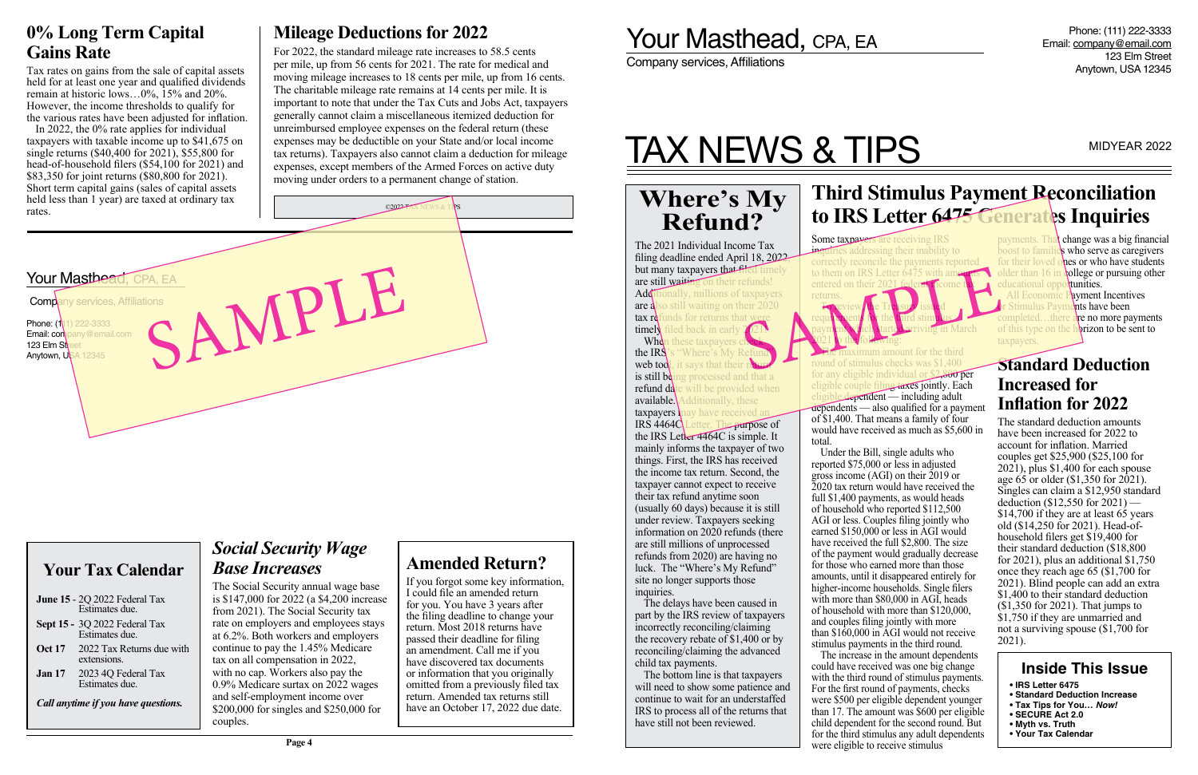## 0% Long Term Capital Gains Rate

Tax rates on gains from the sale of capital assets held for at least one year and qualified dividends remain at historic lows…0%, 15% and 20%. However, the income thresholds to qualify for the various rates have been adjusted for inflation.

In 2022, the 0% rate applies for individual taxpayers with taxable income up to $41,675 on single returns ($40,400 for 2021), $55,800 for head-of-household filers ($54,100 for 2021) and $83,350 for joint returns ($80,800 for 2021). Short term capital gains (sales of capital assets held less than 1 year) are taxed at ordinary tax rates.

## Mileage Deductions for 2022

For 2022, the standard mileage rate increases to 58.5 cents per mile, up from 56 cents for 2021. The rate for medical and moving mileage increases to 18 cents per mile, up from 16 cents. The charitable mileage rate remains at 14 cents per mile. It is important to note that under the Tax Cuts and Jobs Act, taxpayers generally cannot claim a miscellaneous itemized deduction for unreimbursed employee expenses on the federal return (these expenses may be deductible on your State and/or local income tax returns). Taxpayers also cannot claim a deduction for mileage expenses, except members of the Armed Forces on active duty moving under orders to a permanent change of station.

©2022 TAX NEWS & TIPS

Your Masthead, CPA, EA

Company services, Affiliations

Phone: (111) 222-3333
Email: company@email.com
123 Elm Street
Anytown, USA 12345

SAMPLE

## Your Tax Calendar

**June 15** - 2Q 2022 Federal Tax Estimates due.

**Sept 15** - 3Q 2022 Federal Tax Estimates due.

**Oct 17** 2022 Tax Returns due with extensions.

**Jan 17** 2023 4Q Federal Tax Estimates due.

***Call anytime if you have questions.***

## *Social Security Wage Base Increases*

The Social Security annual wage base is $147,000 for 2022 (a $4,200 increase from 2021). The Social Security tax rate on employers and employees stays at 6.2%. Both workers and employers continue to pay the 1.45% Medicare tax on all compensation in 2022, with no cap. Workers also pay the 0.9% Medicare surtax on 2022 wages and self-employment income over $200,000 for singles and $250,000 for couples.

## Amended Return?

If you forgot some key information, I could file an amended return for you. You have 3 years after the filing deadline to change your return. Most 2018 returns have passed their deadline for filing an amendment. Call me if you have discovered tax documents or information that you originally omitted from a previously filed tax return. Amended tax returns still have an October 17, 2022 due date.

# Your Masthead, CPA, EA

Company services, Affiliations

Phone: (111) 222-3333
Email: company@email.com
123 Elm Street
Anytown, USA 12345

# TAX NEWS & TIPS

MIDYEAR 2022

SAMPLE

## Where's My Refund?

The 2021 Individual Income Tax filing deadline ended April 18, 2022 but many taxpayers that filed timely are still waiting on their refunds! Additionally, millions of taxpayers are also still waiting on their 2020 tax refunds for returns that were timely filed back in early 2021.

When these taxpayers check the IRS's "Where's My Refund" web tool, it says that their return is still being processed and that a refund date will be provided when available. Additionally, these taxpayers may have received an IRS 4464C Letter. The purpose of the IRS Letter 4464C is simple. It mainly informs the taxpayer of two things. First, the IRS has received the income tax return. Second, the taxpayer cannot expect to receive their tax refund anytime soon (usually 60 days) because it is still under review. Taxpayers seeking information on 2020 refunds (there are still millions of unprocessed refunds from 2020) are having no luck. The "Where's My Refund" site no longer supports those inquiries.

The delays have been caused in part by the IRS review of taxpayers incorrectly reconciling/claiming the recovery rebate of $1,400 or by reconciling/claiming the advanced child tax payments.

The bottom line is that taxpayers will need to show some patience and continue to wait for an understaffed IRS to process all of the returns that have still not been reviewed.

## Third Stimulus Payment Reconciliation to IRS Letter 6475 Generates Inquiries

Some taxpayers are receiving IRS inquiries addressing their inability to correctly reconcile the payments reported to them on IRS Letter 6475 with amounts entered on their 2021 federal income tax returns.

To review, the Treasury issued requirements for the third stimulus payments, which started arriving in March 2021, to the following:

The maximum amount for the third round of stimulus checks was $1,400 for any eligible individual or $2,800 per eligible couple filing taxes jointly. Each eligible dependent — including adult dependents — also qualified for a payment of $1,400. That means a family of four would have received as much as $5,600 in total.

Under the Bill, single adults who reported $75,000 or less in adjusted gross income (AGI) on their 2019 or 2020 tax return would have received the full $1,400 payments, as would heads of household who reported $112,500 AGI or less. Couples filing jointly who earned $150,000 or less in AGI would have received the full $2,800. The size of the payment would gradually decrease for those who earned more than those amounts, until it disappeared entirely for higher-income households. Single filers with more than $80,000 in AGI, heads of household with more than $120,000, and couples filing jointly with more than $160,000 in AGI would not receive stimulus payments in the third round.

The increase in the amount dependents could have received was one big change with the third round of stimulus payments. For the first round of payments, checks were $500 per eligible dependent younger than 17. The amount was $600 per eligible child dependent for the second round. But for the third stimulus any adult dependents were eligible to receive stimulus payments. That change was a big financial boost to families who serve as caregivers for their loved ones or who have students older than 16 in college or pursuing other educational opportunities.

All Economic Payment Incentives or Stimulus Payments have been completed…there are no more payments of this type on the horizon to be sent to taxpayers.

## Standard Deduction Increased for Inflation for 2022

The standard deduction amounts have been increased for 2022 to account for inflation. Married couples get $25,900 ($25,100 for 2021), plus $1,400 for each spouse age 65 or older ($1,350 for 2021). Singles can claim a $12,950 standard deduction ($12,550 for 2021) — $14,700 if they are at least 65 years old ($14,250 for 2021). Head-of-household filers get $19,400 for their standard deduction ($18,800 for 2021), plus an additional $1,750 once they reach age 65 ($1,700 for 2021). Blind people can add an extra $1,400 to their standard deduction ($1,350 for 2021). That jumps to $1,750 if they are unmarried and not a surviving spouse ($1,700 for 2021).

## Inside This Issue

- **IRS Letter 6475**
- **Standard Deduction Increase**
- **Tax Tips for You…** ***Now!***
- **SECURE Act 2.0**
- **Myth vs. Truth**
- **Your Tax Calendar**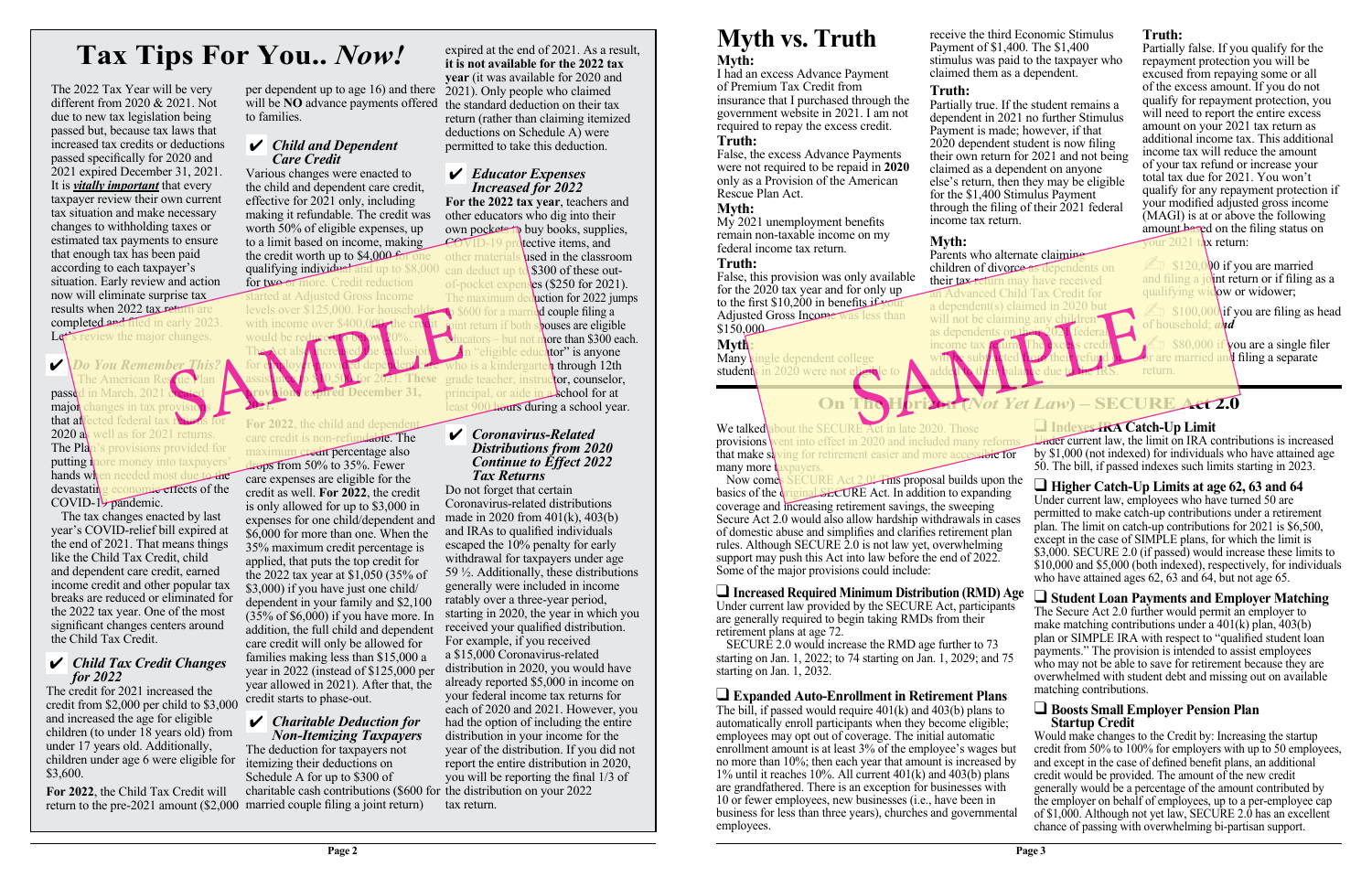# Tax Tips For You.. *Now!*

The 2022 Tax Year will be very different from 2020 & 2021. Not due to new tax legislation being passed but, because tax laws that increased tax credits or deductions passed specifically for 2020 and 2021 expired December 31, 2021. It is ***vitally important*** that every taxpayer review their own current tax situation and make necessary changes to withholding taxes or estimated tax payments to ensure that enough tax has been paid according to each taxpayer's situation. Early review and action now will eliminate surprise tax results when 2022 tax returns are completed and filed in early 2023. Let's review the major changes.

## ✔ *Do You Remember This?*

The American Rescue Plan passed in March, 2021 included major changes in tax provisions that affected federal tax returns for 2020 as well as for 2021 returns. The Plan's provisions provided for putting more money into taxpayers' hands when needed most due to the devastating economic effects of the COVID-19 pandemic.

The tax changes enacted by last year's COVID-relief bill expired at the end of 2021. That means things like the Child Tax Credit, child and dependent care credit, earned income credit and other popular tax breaks are reduced or eliminated for the 2022 tax year. One of the most significant changes centers around the Child Tax Credit.

## ✔ *Child Tax Credit Changes for 2022*

The credit for 2021 increased the credit from $2,000 per child to $3,000 and increased the age for eligible children (to under 18 years old) from under 17 years old. Additionally, children under age 6 were eligible for $3,600.

**For 2022**, the Child Tax Credit will return to the pre-2021 amount ($2,000 per dependent up to age 16) and there will be **NO** advance payments offered to families.

## ✔ *Child and Dependent Care Credit*

Various changes were enacted to the child and dependent care credit, effective for 2021 only, including making it refundable. The credit was worth 50% of eligible expenses, up to a limit based on income, making the credit worth up to $4,000 for one qualifying individual and up to $8,000 for two or more. Credit reduction started at Adjusted Gross Income levels over $125,000. For households with income over $400,000, the credit would be reduced below 20%. The Act also increased the exclusion for employer-provided dependent care assistance to $10,500 for 2021. **These provisions expired December 31, 2021.**

**For 2022**, the child and dependent care credit is non-refundable. The maximum credit percentage also drops from 50% to 35%. Fewer care expenses are eligible for the credit as well. **For 2022**, the credit is only allowed for up to $3,000 in expenses for one child/dependent and $6,000 for more than one. When the 35% maximum credit percentage is applied, that puts the top credit for the 2022 tax year at $1,050 (35% of $3,000) if you have just one child/dependent in your family and $2,100 (35% of $6,000) if you have more. In addition, the full child and dependent care credit will only be allowed for families making less than $15,000 a year in 2022 (instead of $125,000 per year allowed in 2021). After that, the credit starts to phase-out.

## ✔ *Charitable Deduction for Non-Itemizing Taxpayers*

The deduction for taxpayers not itemizing their deductions on Schedule A for up to $300 of charitable cash contributions ($600 for married couple filing a joint return) expired at the end of 2021. As a result, **it is not available for the 2022 tax year** (it was available for 2020 and 2021). Only people who claimed the standard deduction on their tax return (rather than claiming itemized deductions on Schedule A) were permitted to take this deduction.

## ✔ *Educator Expenses Increased for 2022*

**For the 2022 tax year**, teachers and other educators who dig into their own pockets to buy books, supplies, COVID-19 protective items, and other materials used in the classroom can deduct up to $300 of these out-of-pocket expenses ($250 for 2021). The maximum deduction for 2022 jumps to $600 for a married couple filing a joint return if both spouses are eligible educators – but not more than $300 each. An "eligible educator" is anyone who is a kindergarten through 12th grade teacher, instructor, counselor, principal, or aide in a school for at least 900 hours during a school year.

## ✔ *Coronavirus-Related Distributions from 2020 Continue to Effect 2022 Tax Returns*

Do not forget that certain Coronavirus-related distributions made in 2020 from 401(k), 403(b) and IRAs to qualified individuals escaped the 10% penalty for early withdrawal for taxpayers under age 59 ½. Additionally, these distributions generally were included in income ratably over a three-year period, starting in 2020, the year in which you received your qualified distribution. For example, if you received a $15,000 Coronavirus-related distribution in 2020, you would have already reported $5,000 in income on your federal income tax returns for each of 2020 and 2021. However, you had the option of including the entire distribution in your income for the year of the distribution. If you did not report the entire distribution in 2020, you will be reporting the final 1/3 of the distribution on your 2022 tax return.

# Myth vs. Truth

**Myth:**
I had an excess Advance Payment of Premium Tax Credit from insurance that I purchased through the government website in 2021. I am not required to repay the excess credit.

**Truth:**
False, the excess Advance Payments were not required to be repaid in **2020** only as a Provision of the American Rescue Plan Act.

**Myth:**
My 2021 unemployment benefits remain non-taxable income on my federal income tax return.

**Truth:**
False, this provision was only available for the 2020 tax year and for only up to the first $10,200 in benefits if your Adjusted Gross Income was less than $150,000.

**Myth:**
Many single dependent college students in 2020 were not eligible to receive the third Economic Stimulus Payment of $1,400. The $1,400 stimulus was paid to the taxpayer who claimed them as a dependent.

**Truth:**
Partially true. If the student remains a dependent in 2021 no further Stimulus Payment is made; however, if that 2020 dependent student is now filing their own return for 2021 and not being claimed as a dependent on anyone else's return, then they may be eligible for the $1,400 Stimulus Payment through the filing of their 2021 federal income tax return.

**Myth:**
Parents who alternate claiming children of divorce as dependents on their tax return may have received an Advanced Child Tax Credit for a dependent(s) claimed in 2020 but will not be claiming any children as dependents on their 2021 federal income tax return. The excess credit will not be subtracted from their refund or added to their balance due to the IRS.

**Truth:**
Partially false. If you qualify for the repayment protection you will be excused from repaying some or all of the excess amount. If you do not qualify for repayment protection, you will need to report the entire excess amount on your 2021 tax return as additional income tax. This additional income tax will reduce the amount of your tax refund or increase your total tax due for 2021. You won't qualify for any repayment protection if your modified adjusted gross income (MAGI) is at or above the following amount based on the filing status on your 2021 tax return:

- $120,000 if you are married and filing a joint return or if filing as a qualifying widow or widower;
- $100,000 if you are filing as head of household; *and*
- $80,000 if you are a single filer or are married and filing a separate return.

## On The Horizon (*Not Yet Law*) – SECURE Act 2.0

We talked about the SECURE Act in late 2020. Those provisions went into effect in 2020 and included many reforms that make saving for retirement easier and more accessible for many more taxpayers.

Now comes SECURE Act 2.0. This proposal builds upon the basics of the original SECURE Act. In addition to expanding coverage and increasing retirement savings, the sweeping Secure Act 2.0 would also allow hardship withdrawals in cases of domestic abuse and simplifies and clarifies retirement plan rules. Although SECURE 2.0 is not law yet, overwhelming support may push this Act into law before the end of 2022. Some of the major provisions could include:

### ❑ Increased Required Minimum Distribution (RMD) Age

Under current law provided by the SECURE Act, participants are generally required to begin taking RMDs from their retirement plans at age 72.

SECURE 2.0 would increase the RMD age further to 73 starting on Jan. 1, 2022; to 74 starting on Jan. 1, 2029; and 75 starting on Jan. 1, 2032.

### ❑ Expanded Auto-Enrollment in Retirement Plans

The bill, if passed would require 401(k) and 403(b) plans to automatically enroll participants when they become eligible; employees may opt out of coverage. The initial automatic enrollment amount is at least 3% of the employee's wages but no more than 10%; then each year that amount is increased by 1% until it reaches 10%. All current 401(k) and 403(b) plans are grandfathered. There is an exception for businesses with 10 or fewer employees, new businesses (i.e., have been in business for less than three years), churches and governmental employees.

### ❑ Indexes IRA Catch-Up Limit

Under current law, the limit on IRA contributions is increased by $1,000 (not indexed) for individuals who have attained age 50. The bill, if passed indexes such limits starting in 2023.

### ❑ Higher Catch-Up Limits at age 62, 63 and 64

Under current law, employees who have turned 50 are permitted to make catch-up contributions under a retirement plan. The limit on catch-up contributions for 2021 is $6,500, except in the case of SIMPLE plans, for which the limit is $3,000. SECURE 2.0 (if passed) would increase these limits to $10,000 and $5,000 (both indexed), respectively, for individuals who have attained ages 62, 63 and 64, but not age 65.

### ❑ Student Loan Payments and Employer Matching

The Secure Act 2.0 further would permit an employer to make matching contributions under a 401(k) plan, 403(b) plan or SIMPLE IRA with respect to "qualified student loan payments." The provision is intended to assist employees who may not be able to save for retirement because they are overwhelmed with student debt and missing out on available matching contributions.

### ❑ Boosts Small Employer Pension Plan Startup Credit

Would make changes to the Credit by: Increasing the startup credit from 50% to 100% for employers with up to 50 employees, and except in the case of defined benefit plans, an additional credit would be provided. The amount of the new credit generally would be a percentage of the amount contributed by the employer on behalf of employees, up to a per-employee cap of $1,000. Although not yet law, SECURE 2.0 has an excellent chance of passing with overwhelming bi-partisan support.